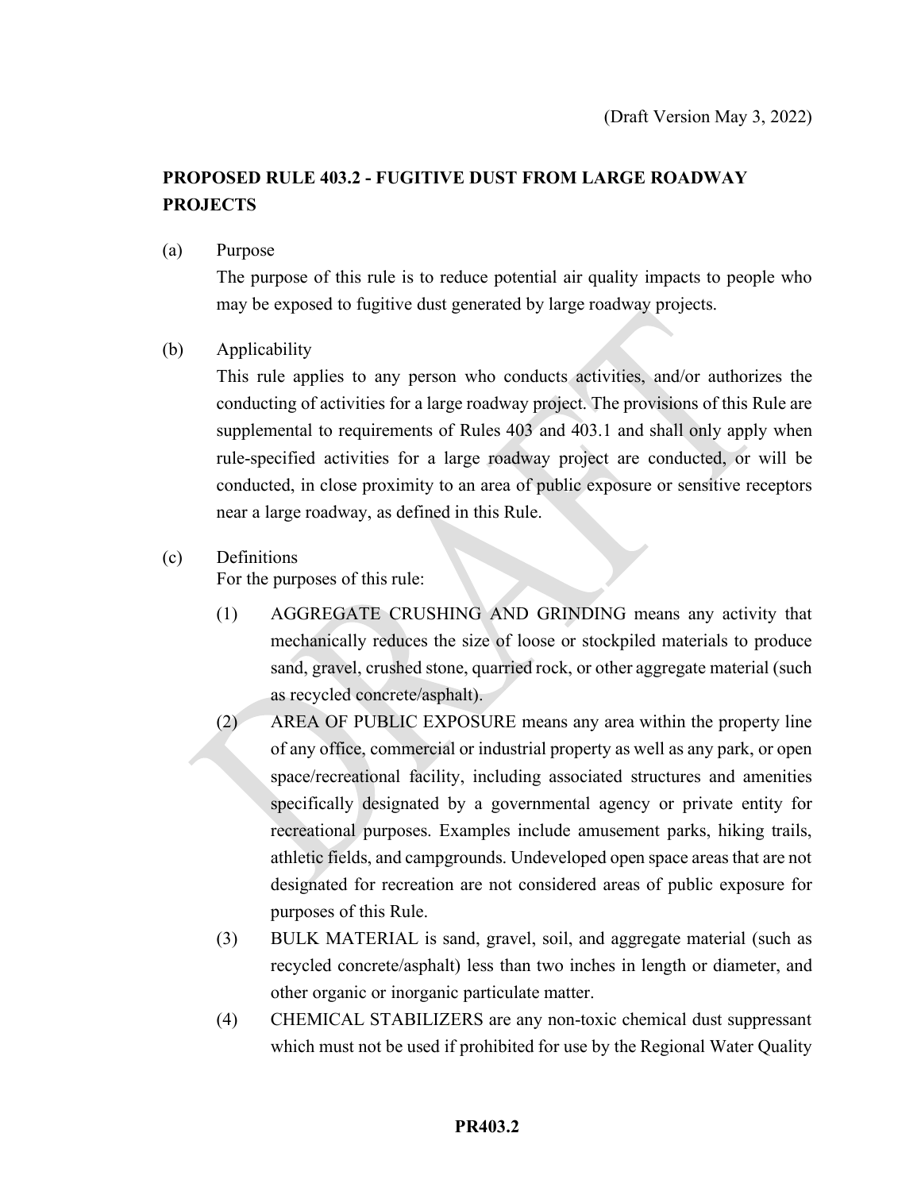(Draft Version May 3, 2022)

# PROPOSED RULE 403.2 - FUGITIVE DUST FROM LARGE ROADWAY PROJECTS

(a) Purpose

The purpose of this rule is to reduce potential air quality impacts to people who may be exposed to fugitive dust generated by large roadway projects.

(b) Applicability

This rule applies to any person who conducts activities, and/or authorizes the conducting of activities for a large roadway project. The provisions of this Rule are supplemental to requirements of Rules 403 and 403.1 and shall only apply when rule-specified activities for a large roadway project are conducted, or will be conducted, in close proximity to an area of public exposure or sensitive receptors near a large roadway, as defined in this Rule.

(c) Definitions

For the purposes of this rule:

(1) AGGREGATE CRUSHING AND GRINDING means any activity that mechanically reduces the size of loose or stockpiled materials to produce sand, gravel, crushed stone, quarried rock, or other aggregate material (such as recycled concrete/asphalt).

(2) AREA OF PUBLIC EXPOSURE means any area within the property line of any office, commercial or industrial property as well as any park, or open space/recreational facility, including associated structures and amenities specifically designated by a governmental agency or private entity for recreational purposes. Examples include amusement parks, hiking trails, athletic fields, and campgrounds. Undeveloped open space areas that are not designated for recreation are not considered areas of public exposure for purposes of this Rule.

(3) BULK MATERIAL is sand, gravel, soil, and aggregate material (such as recycled concrete/asphalt) less than two inches in length or diameter, and other organic or inorganic particulate matter.

(4) CHEMICAL STABILIZERS are any non-toxic chemical dust suppressant which must not be used if prohibited for use by the Regional Water Quality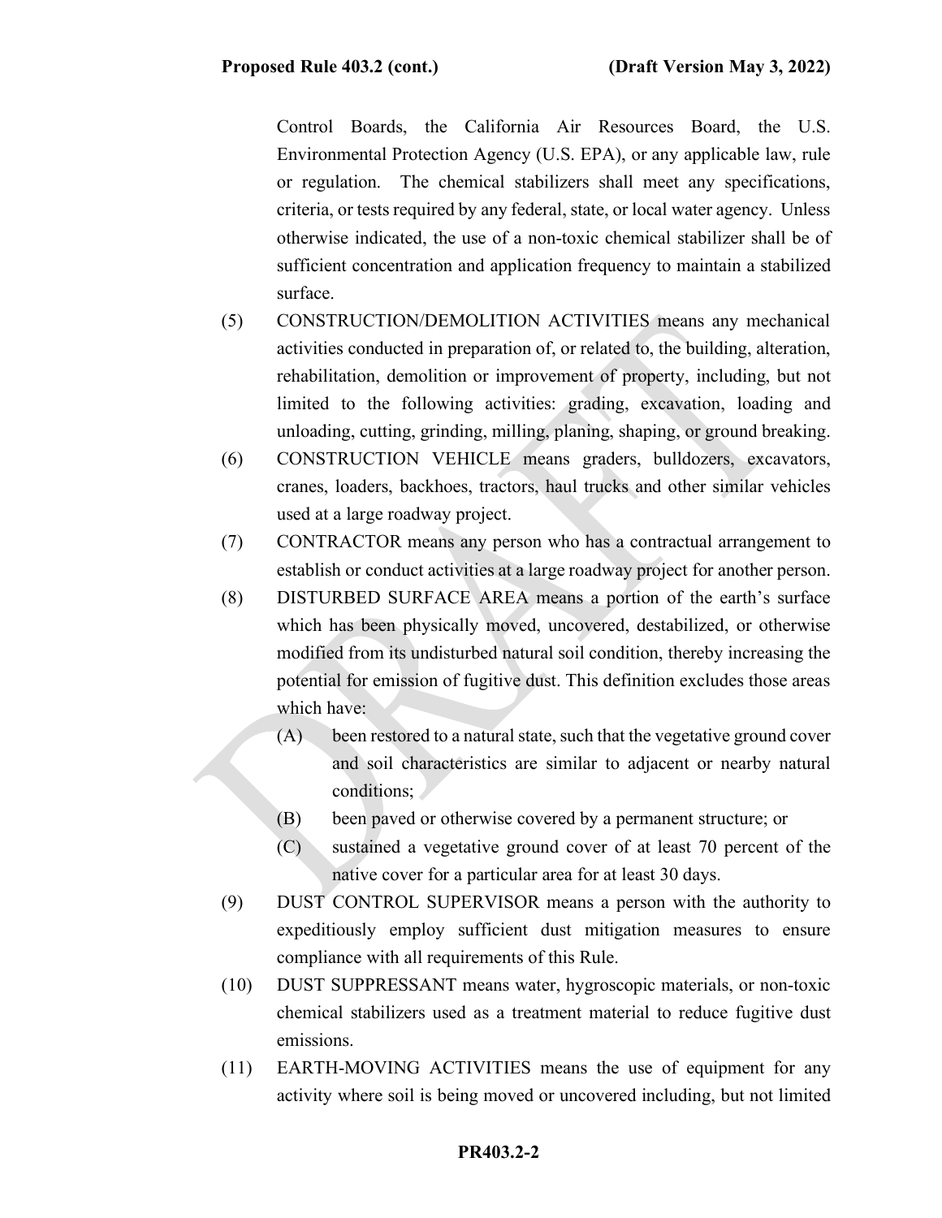Control Boards, the California Air Resources Board, the U.S. Environmental Protection Agency (U.S. EPA), or any applicable law, rule or regulation. The chemical stabilizers shall meet any specifications, criteria, or tests required by any federal, state, or local water agency. Unless otherwise indicated, the use of a non-toxic chemical stabilizer shall be of sufficient concentration and application frequency to maintain a stabilized surface.

(5) CONSTRUCTION/DEMOLITION ACTIVITIES means any mechanical activities conducted in preparation of, or related to, the building, alteration, rehabilitation, demolition or improvement of property, including, but not limited to the following activities: grading, excavation, loading and unloading, cutting, grinding, milling, planing, shaping, or ground breaking.

(6) CONSTRUCTION VEHICLE means graders, bulldozers, excavators, cranes, loaders, backhoes, tractors, haul trucks and other similar vehicles used at a large roadway project.

(7) CONTRACTOR means any person who has a contractual arrangement to establish or conduct activities at a large roadway project for another person.

(8) DISTURBED SURFACE AREA means a portion of the earth's surface which has been physically moved, uncovered, destabilized, or otherwise modified from its undisturbed natural soil condition, thereby increasing the potential for emission of fugitive dust. This definition excludes those areas which have:

   (A) been restored to a natural state, such that the vegetative ground cover and soil characteristics are similar to adjacent or nearby natural conditions;

   (B) been paved or otherwise covered by a permanent structure; or

   (C) sustained a vegetative ground cover of at least 70 percent of the native cover for a particular area for at least 30 days.

(9) DUST CONTROL SUPERVISOR means a person with the authority to expeditiously employ sufficient dust mitigation measures to ensure compliance with all requirements of this Rule.

(10) DUST SUPPRESSANT means water, hygroscopic materials, or non-toxic chemical stabilizers used as a treatment material to reduce fugitive dust emissions.

(11) EARTH-MOVING ACTIVITIES means the use of equipment for any activity where soil is being moved or uncovered including, but not limited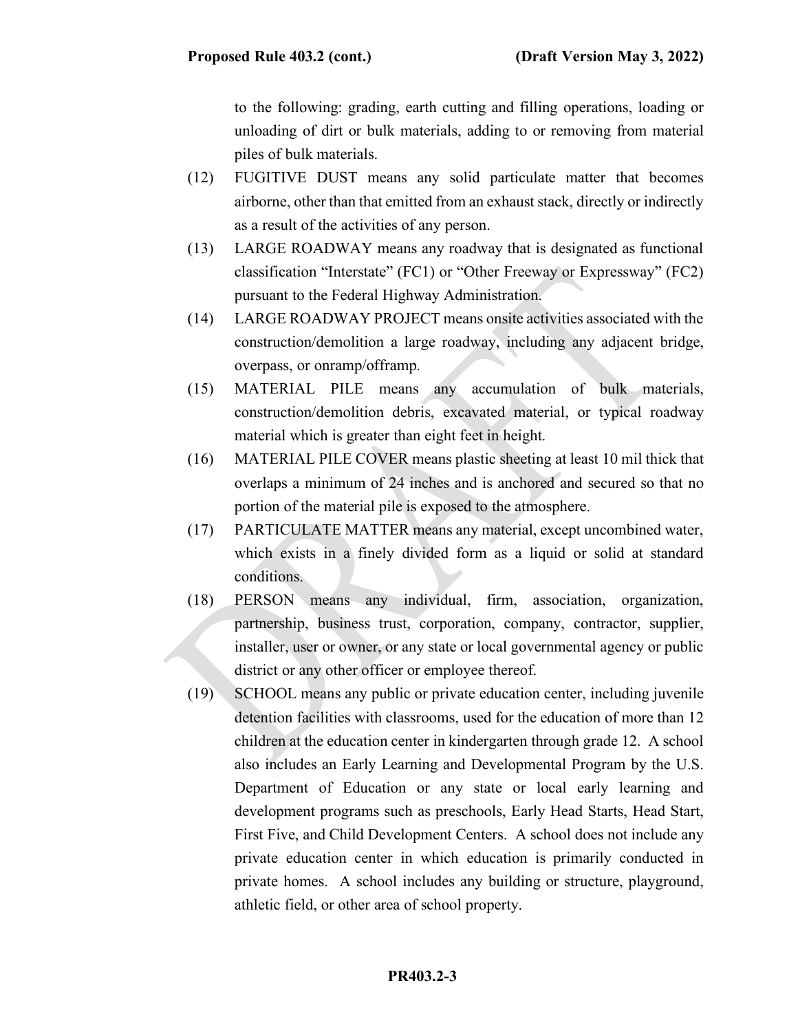to the following: grading, earth cutting and filling operations, loading or unloading of dirt or bulk materials, adding to or removing from material piles of bulk materials.

(12) FUGITIVE DUST means any solid particulate matter that becomes airborne, other than that emitted from an exhaust stack, directly or indirectly as a result of the activities of any person.

(13) LARGE ROADWAY means any roadway that is designated as functional classification "Interstate" (FC1) or "Other Freeway or Expressway" (FC2) pursuant to the Federal Highway Administration.

(14) LARGE ROADWAY PROJECT means onsite activities associated with the construction/demolition a large roadway, including any adjacent bridge, overpass, or onramp/offramp.

(15) MATERIAL PILE means any accumulation of bulk materials, construction/demolition debris, excavated material, or typical roadway material which is greater than eight feet in height.

(16) MATERIAL PILE COVER means plastic sheeting at least 10 mil thick that overlaps a minimum of 24 inches and is anchored and secured so that no portion of the material pile is exposed to the atmosphere.

(17) PARTICULATE MATTER means any material, except uncombined water, which exists in a finely divided form as a liquid or solid at standard conditions.

(18) PERSON means any individual, firm, association, organization, partnership, business trust, corporation, company, contractor, supplier, installer, user or owner, or any state or local governmental agency or public district or any other officer or employee thereof.

(19) SCHOOL means any public or private education center, including juvenile detention facilities with classrooms, used for the education of more than 12 children at the education center in kindergarten through grade 12. A school also includes an Early Learning and Developmental Program by the U.S. Department of Education or any state or local early learning and development programs such as preschools, Early Head Starts, Head Start, First Five, and Child Development Centers. A school does not include any private education center in which education is primarily conducted in private homes. A school includes any building or structure, playground, athletic field, or other area of school property.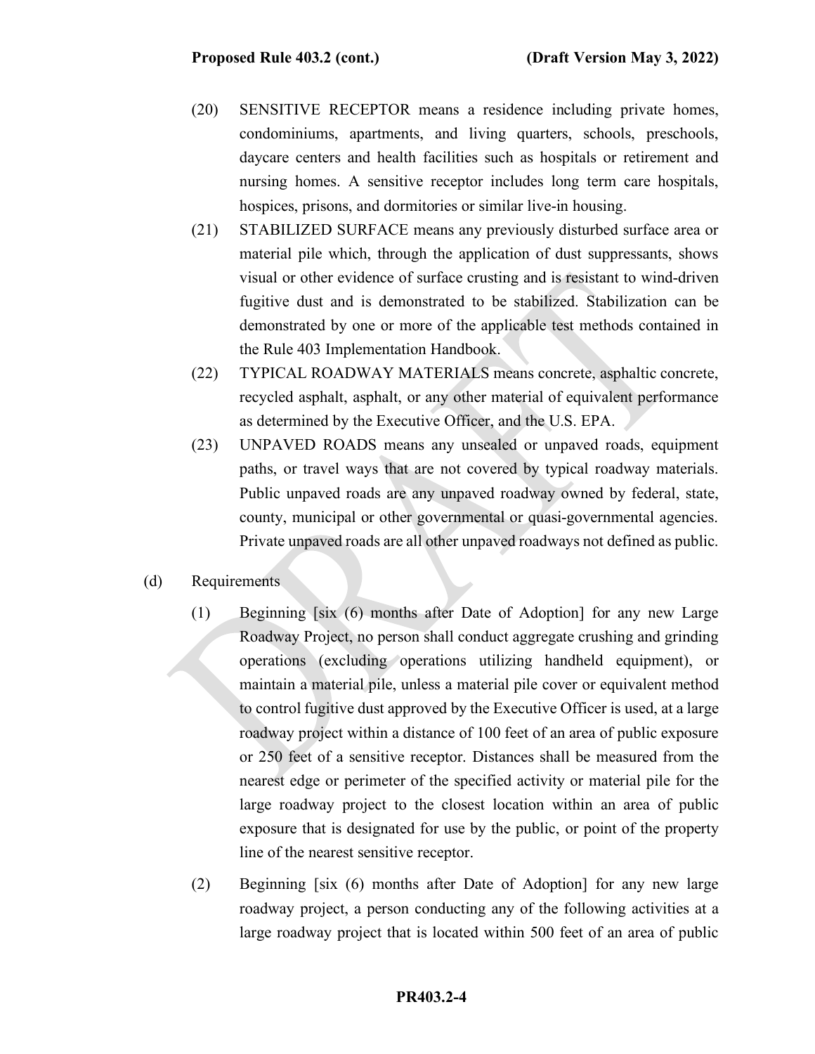(20) SENSITIVE RECEPTOR means a residence including private homes, condominiums, apartments, and living quarters, schools, preschools, daycare centers and health facilities such as hospitals or retirement and nursing homes. A sensitive receptor includes long term care hospitals, hospices, prisons, and dormitories or similar live-in housing.

(21) STABILIZED SURFACE means any previously disturbed surface area or material pile which, through the application of dust suppressants, shows visual or other evidence of surface crusting and is resistant to wind-driven fugitive dust and is demonstrated to be stabilized. Stabilization can be demonstrated by one or more of the applicable test methods contained in the Rule 403 Implementation Handbook.

(22) TYPICAL ROADWAY MATERIALS means concrete, asphaltic concrete, recycled asphalt, asphalt, or any other material of equivalent performance as determined by the Executive Officer, and the U.S. EPA.

(23) UNPAVED ROADS means any unsealed or unpaved roads, equipment paths, or travel ways that are not covered by typical roadway materials. Public unpaved roads are any unpaved roadway owned by federal, state, county, municipal or other governmental or quasi-governmental agencies. Private unpaved roads are all other unpaved roadways not defined as public.

(d) Requirements

(1) Beginning [six (6) months after Date of Adoption] for any new Large Roadway Project, no person shall conduct aggregate crushing and grinding operations (excluding operations utilizing handheld equipment), or maintain a material pile, unless a material pile cover or equivalent method to control fugitive dust approved by the Executive Officer is used, at a large roadway project within a distance of 100 feet of an area of public exposure or 250 feet of a sensitive receptor. Distances shall be measured from the nearest edge or perimeter of the specified activity or material pile for the large roadway project to the closest location within an area of public exposure that is designated for use by the public, or point of the property line of the nearest sensitive receptor.

(2) Beginning [six (6) months after Date of Adoption] for any new large roadway project, a person conducting any of the following activities at a large roadway project that is located within 500 feet of an area of public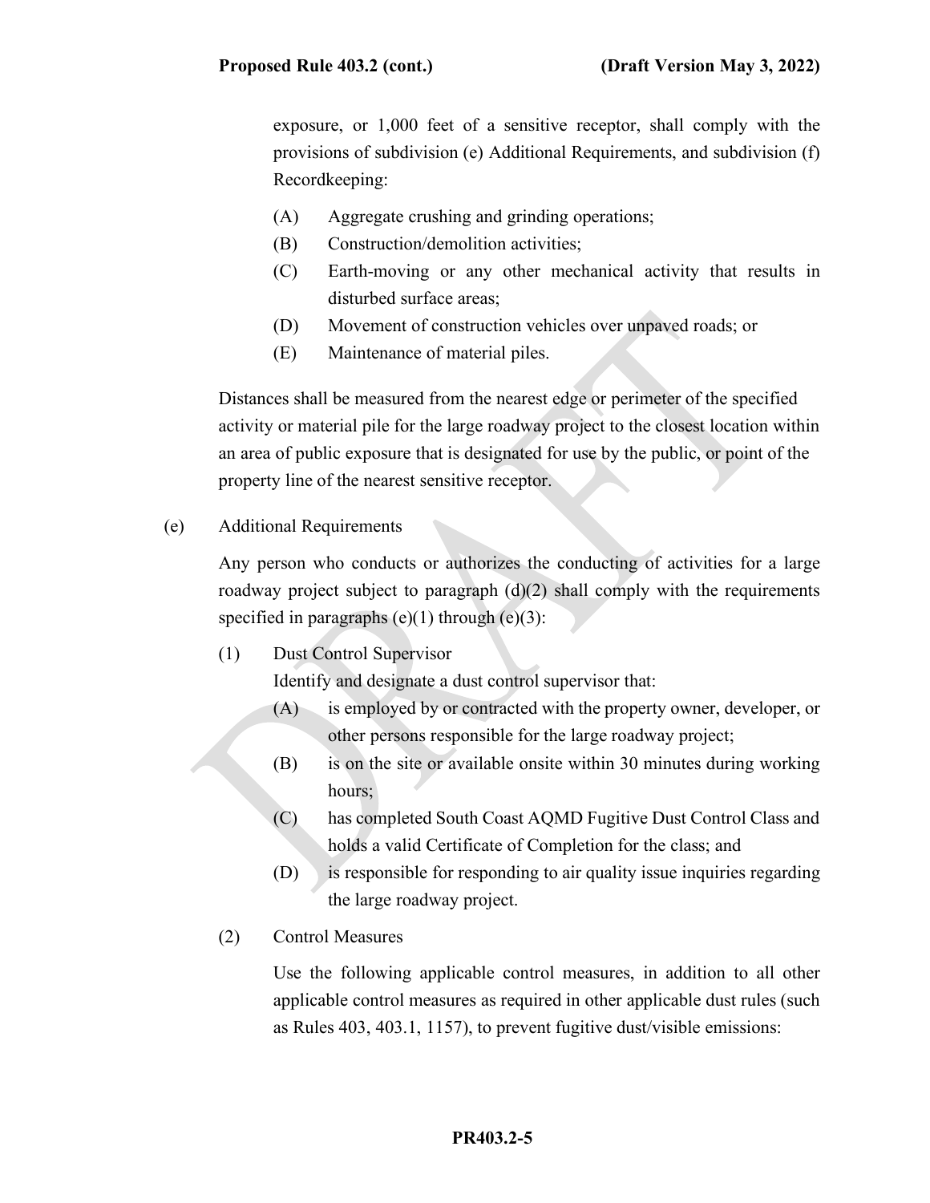exposure, or 1,000 feet of a sensitive receptor, shall comply with the provisions of subdivision (e) Additional Requirements, and subdivision (f) Recordkeeping:

- (A) Aggregate crushing and grinding operations;
- (B) Construction/demolition activities;
- (C) Earth-moving or any other mechanical activity that results in disturbed surface areas;
- (D) Movement of construction vehicles over unpaved roads; or
- (E) Maintenance of material piles.

Distances shall be measured from the nearest edge or perimeter of the specified activity or material pile for the large roadway project to the closest location within an area of public exposure that is designated for use by the public, or point of the property line of the nearest sensitive receptor.

(e) Additional Requirements

Any person who conducts or authorizes the conducting of activities for a large roadway project subject to paragraph (d)(2) shall comply with the requirements specified in paragraphs (e)(1) through (e)(3):

(1) Dust Control Supervisor

Identify and designate a dust control supervisor that:

- (A) is employed by or contracted with the property owner, developer, or other persons responsible for the large roadway project;
- (B) is on the site or available onsite within 30 minutes during working hours;
- (C) has completed South Coast AQMD Fugitive Dust Control Class and holds a valid Certificate of Completion for the class; and
- (D) is responsible for responding to air quality issue inquiries regarding the large roadway project.

(2) Control Measures

Use the following applicable control measures, in addition to all other applicable control measures as required in other applicable dust rules (such as Rules 403, 403.1, 1157), to prevent fugitive dust/visible emissions: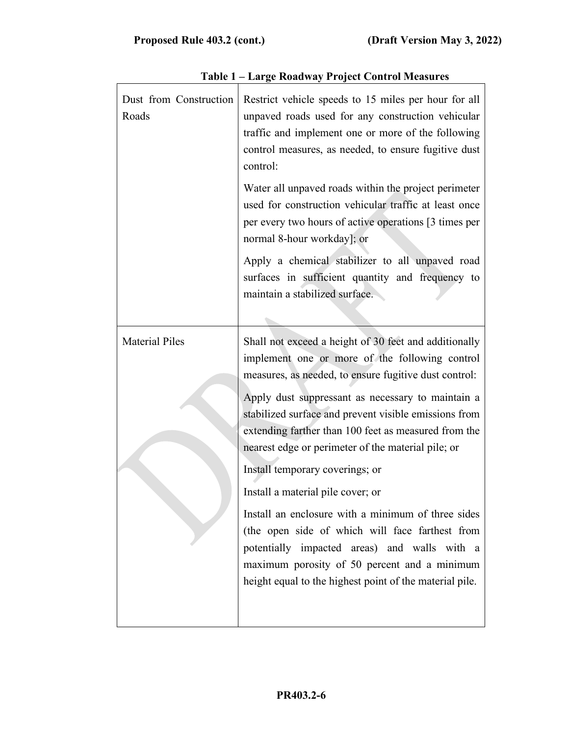**Table 1 – Large Roadway Project Control Measures**

| | |
|---|---|
| Dust from Construction Roads | Restrict vehicle speeds to 15 miles per hour for all unpaved roads used for any construction vehicular traffic and implement one or more of the following control measures, as needed, to ensure fugitive dust control:<br><br>Water all unpaved roads within the project perimeter used for construction vehicular traffic at least once per every two hours of active operations [3 times per normal 8-hour workday]; or<br><br>Apply a chemical stabilizer to all unpaved road surfaces in sufficient quantity and frequency to maintain a stabilized surface. |
| Material Piles | Shall not exceed a height of 30 feet and additionally implement one or more of the following control measures, as needed, to ensure fugitive dust control:<br><br>Apply dust suppressant as necessary to maintain a stabilized surface and prevent visible emissions from extending farther than 100 feet as measured from the nearest edge or perimeter of the material pile; or<br><br>Install temporary coverings; or<br><br>Install a material pile cover; or<br><br>Install an enclosure with a minimum of three sides (the open side of which will face farthest from potentially impacted areas) and walls with a maximum porosity of 50 percent and a minimum height equal to the highest point of the material pile. |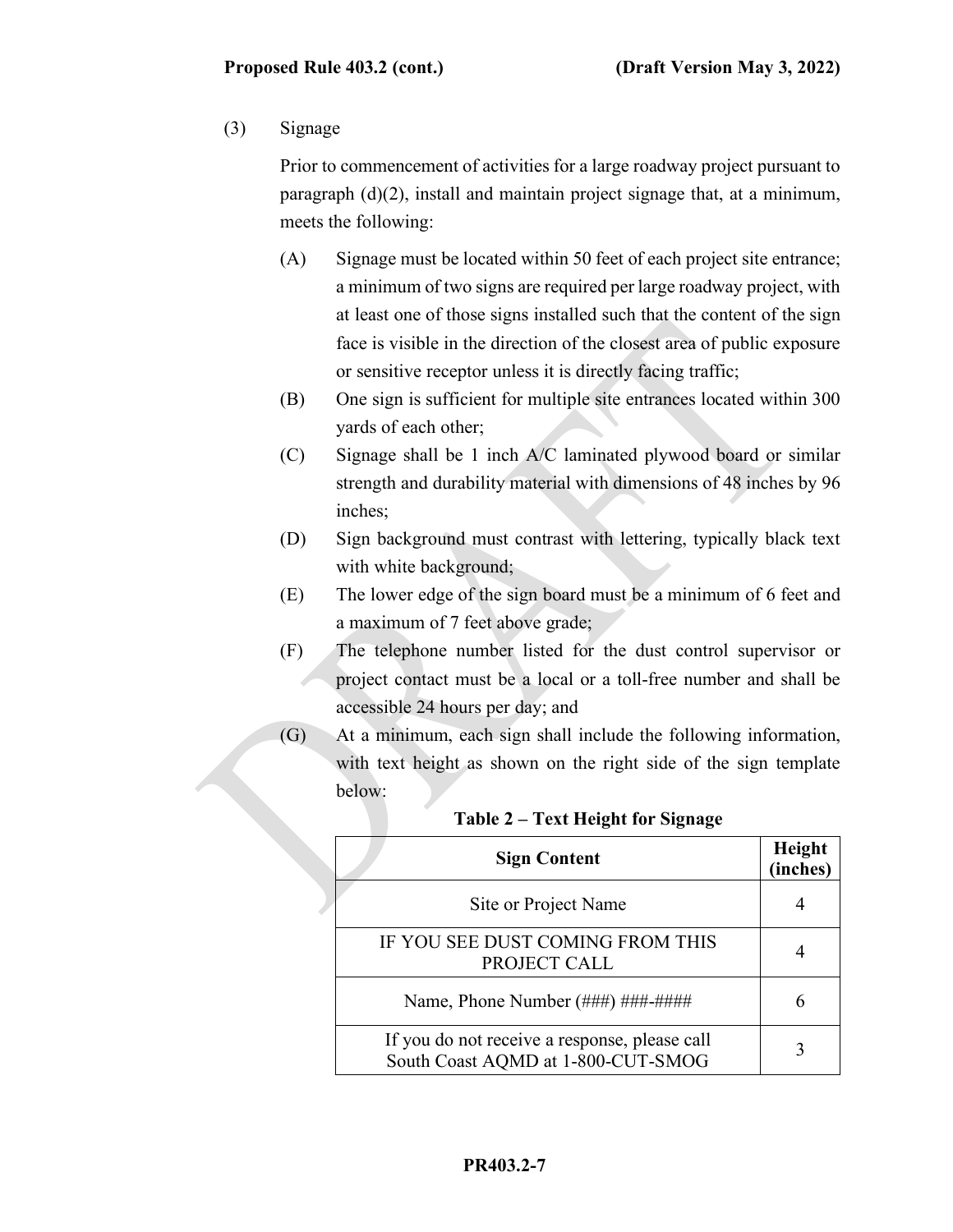(3) Signage

Prior to commencement of activities for a large roadway project pursuant to paragraph (d)(2), install and maintain project signage that, at a minimum, meets the following:

(A) Signage must be located within 50 feet of each project site entrance; a minimum of two signs are required per large roadway project, with at least one of those signs installed such that the content of the sign face is visible in the direction of the closest area of public exposure or sensitive receptor unless it is directly facing traffic;

(B) One sign is sufficient for multiple site entrances located within 300 yards of each other;

(C) Signage shall be 1 inch A/C laminated plywood board or similar strength and durability material with dimensions of 48 inches by 96 inches;

(D) Sign background must contrast with lettering, typically black text with white background;

(E) The lower edge of the sign board must be a minimum of 6 feet and a maximum of 7 feet above grade;

(F) The telephone number listed for the dust control supervisor or project contact must be a local or a toll-free number and shall be accessible 24 hours per day; and

(G) At a minimum, each sign shall include the following information, with text height as shown on the right side of the sign template below:

**Table 2 – Text Height for Signage**

| Sign Content | Height (inches) |
|---|---|
| Site or Project Name | 4 |
| IF YOU SEE DUST COMING FROM THIS PROJECT CALL | 4 |
| Name, Phone Number (###) ###-#### | 6 |
| If you do not receive a response, please call South Coast AQMD at 1-800-CUT-SMOG | 3 |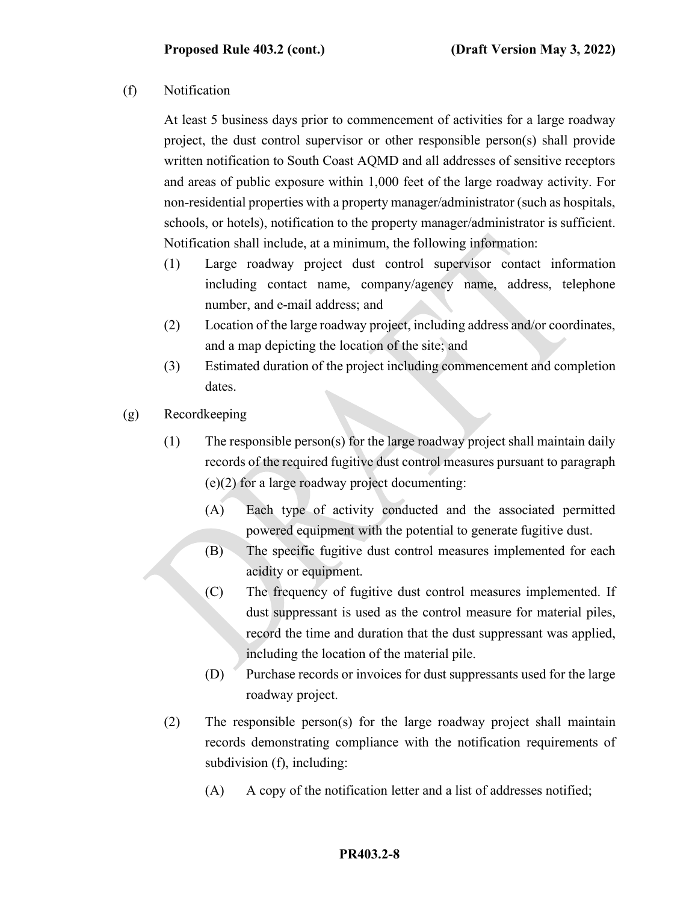(f) Notification

At least 5 business days prior to commencement of activities for a large roadway project, the dust control supervisor or other responsible person(s) shall provide written notification to South Coast AQMD and all addresses of sensitive receptors and areas of public exposure within 1,000 feet of the large roadway activity. For non-residential properties with a property manager/administrator (such as hospitals, schools, or hotels), notification to the property manager/administrator is sufficient. Notification shall include, at a minimum, the following information:

- (1) Large roadway project dust control supervisor contact information including contact name, company/agency name, address, telephone number, and e-mail address; and
- (2) Location of the large roadway project, including address and/or coordinates, and a map depicting the location of the site; and
- (3) Estimated duration of the project including commencement and completion dates.

(g) Recordkeeping

- (1) The responsible person(s) for the large roadway project shall maintain daily records of the required fugitive dust control measures pursuant to paragraph (e)(2) for a large roadway project documenting:
  - (A) Each type of activity conducted and the associated permitted powered equipment with the potential to generate fugitive dust.
  - (B) The specific fugitive dust control measures implemented for each acidity or equipment.
  - (C) The frequency of fugitive dust control measures implemented. If dust suppressant is used as the control measure for material piles, record the time and duration that the dust suppressant was applied, including the location of the material pile.
  - (D) Purchase records or invoices for dust suppressants used for the large roadway project.
- (2) The responsible person(s) for the large roadway project shall maintain records demonstrating compliance with the notification requirements of subdivision (f), including:
  - (A) A copy of the notification letter and a list of addresses notified;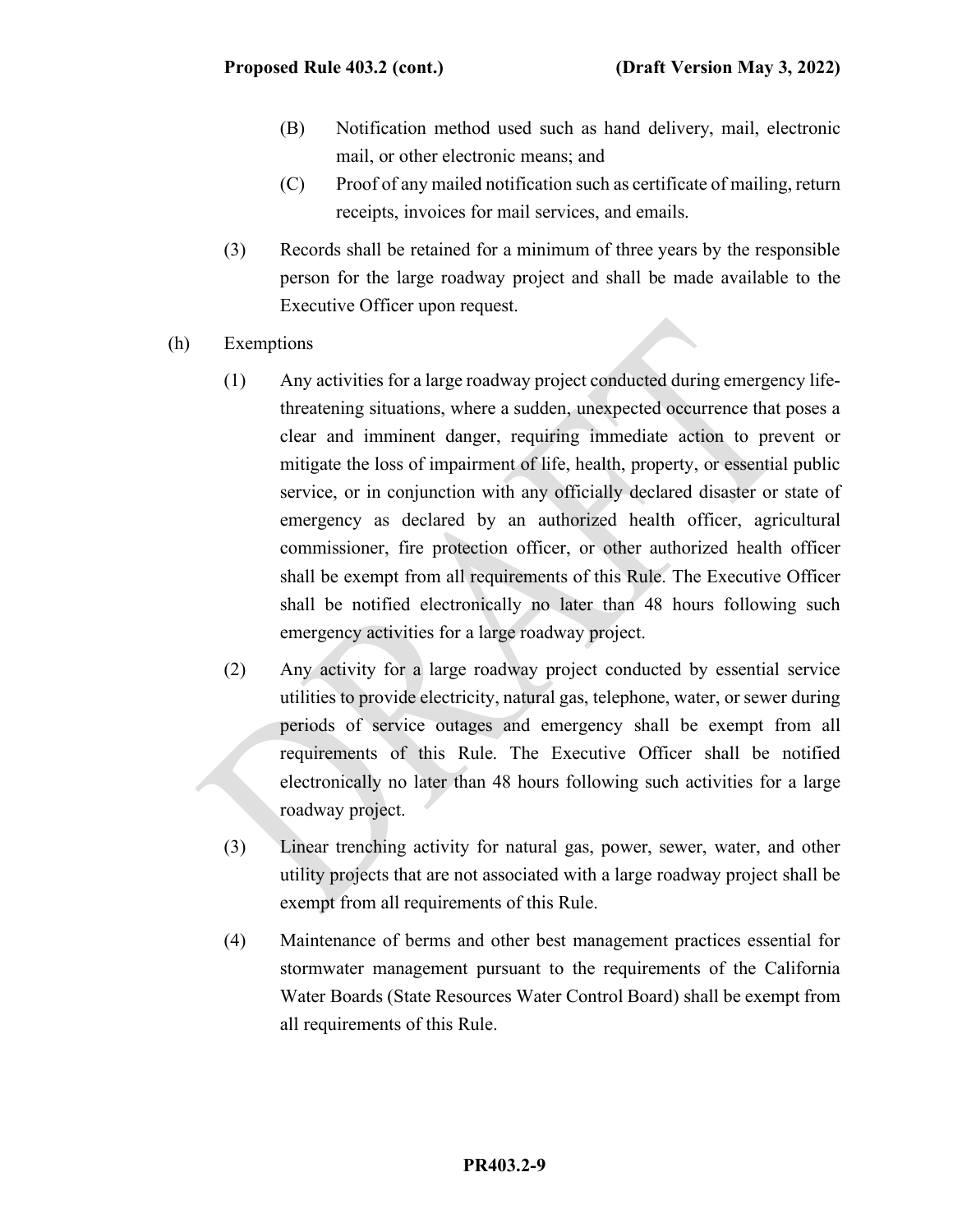(B) Notification method used such as hand delivery, mail, electronic mail, or other electronic means; and

(C) Proof of any mailed notification such as certificate of mailing, return receipts, invoices for mail services, and emails.

(3) Records shall be retained for a minimum of three years by the responsible person for the large roadway project and shall be made available to the Executive Officer upon request.

(h) Exemptions

(1) Any activities for a large roadway project conducted during emergency life-threatening situations, where a sudden, unexpected occurrence that poses a clear and imminent danger, requiring immediate action to prevent or mitigate the loss of impairment of life, health, property, or essential public service, or in conjunction with any officially declared disaster or state of emergency as declared by an authorized health officer, agricultural commissioner, fire protection officer, or other authorized health officer shall be exempt from all requirements of this Rule. The Executive Officer shall be notified electronically no later than 48 hours following such emergency activities for a large roadway project.

(2) Any activity for a large roadway project conducted by essential service utilities to provide electricity, natural gas, telephone, water, or sewer during periods of service outages and emergency shall be exempt from all requirements of this Rule. The Executive Officer shall be notified electronically no later than 48 hours following such activities for a large roadway project.

(3) Linear trenching activity for natural gas, power, sewer, water, and other utility projects that are not associated with a large roadway project shall be exempt from all requirements of this Rule.

(4) Maintenance of berms and other best management practices essential for stormwater management pursuant to the requirements of the California Water Boards (State Resources Water Control Board) shall be exempt from all requirements of this Rule.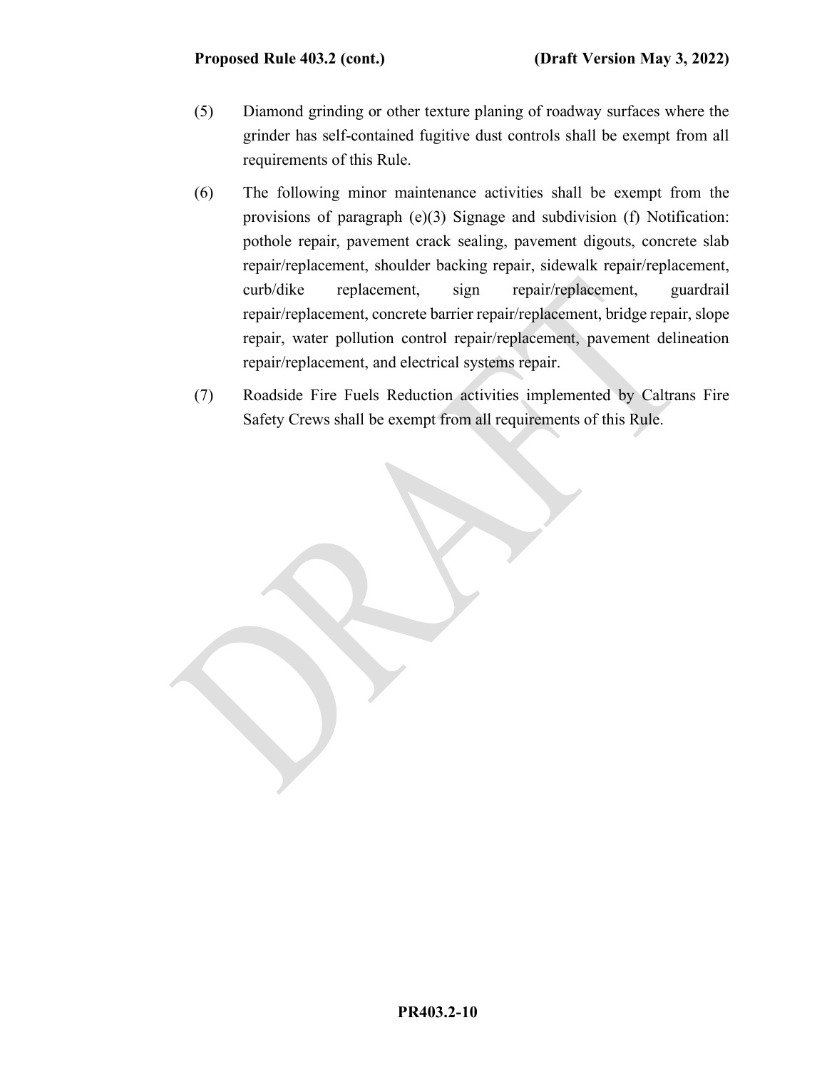(5) Diamond grinding or other texture planing of roadway surfaces where the grinder has self-contained fugitive dust controls shall be exempt from all requirements of this Rule.

(6) The following minor maintenance activities shall be exempt from the provisions of paragraph (e)(3) Signage and subdivision (f) Notification: pothole repair, pavement crack sealing, pavement digouts, concrete slab repair/replacement, shoulder backing repair, sidewalk repair/replacement, curb/dike replacement, sign repair/replacement, guardrail repair/replacement, concrete barrier repair/replacement, bridge repair, slope repair, water pollution control repair/replacement, pavement delineation repair/replacement, and electrical systems repair.

(7) Roadside Fire Fuels Reduction activities implemented by Caltrans Fire Safety Crews shall be exempt from all requirements of this Rule.